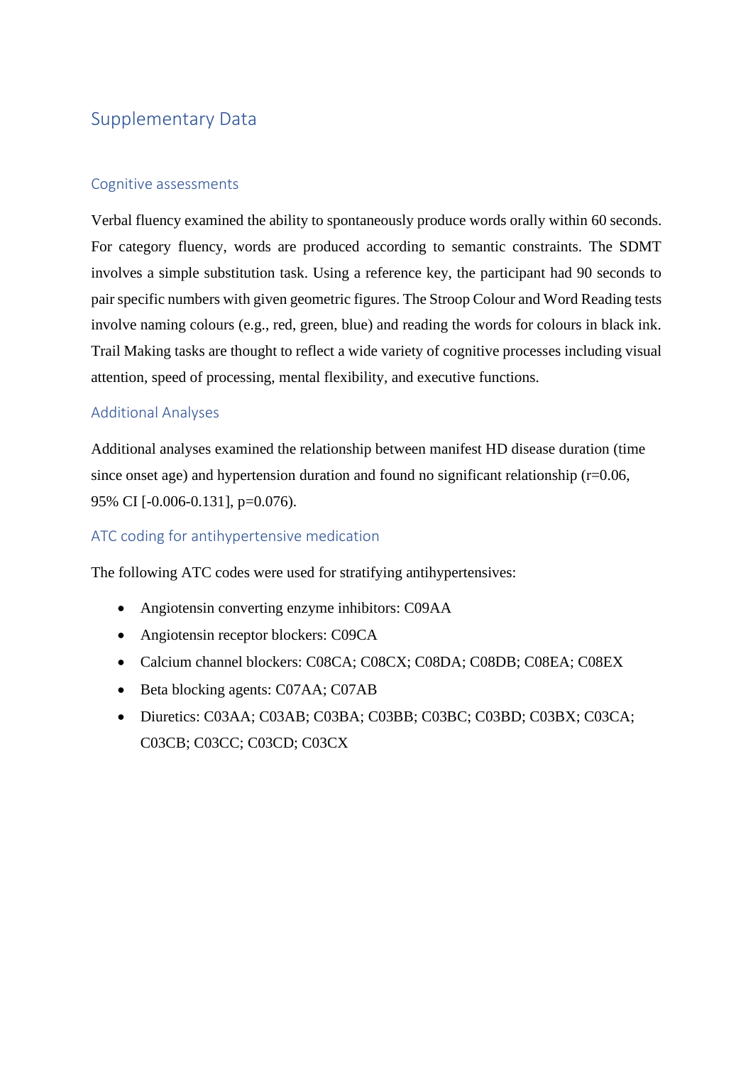# Supplementary Data

## Cognitive assessments

Verbal fluency examined the ability to spontaneously produce words orally within 60 seconds. For category fluency, words are produced according to semantic constraints. The SDMT involves a simple substitution task. Using a reference key, the participant had 90 seconds to pair specific numbers with given geometric figures. The Stroop Colour and Word Reading tests involve naming colours (e.g., red, green, blue) and reading the words for colours in black ink. Trail Making tasks are thought to reflect a wide variety of cognitive processes including visual attention, speed of processing, mental flexibility, and executive functions.

## Additional Analyses

Additional analyses examined the relationship between manifest HD disease duration (time since onset age) and hypertension duration and found no significant relationship ($r=0.06$, 95% CI [-0.006-0.131], $p=0.076$).

## ATC coding for antihypertensive medication

The following ATC codes were used for stratifying antihypertensives:

- Angiotensin converting enzyme inhibitors: C09AA
- Angiotensin receptor blockers: C09CA
- Calcium channel blockers: C08CA; C08CX; C08DA; C08DB; C08EA; C08EX
- Beta blocking agents: C07AA; C07AB
- Diuretics: C03AA; C03AB; C03BA; C03BB; C03BC; C03BD; C03BX; C03CA; C03CB; C03CC; C03CD; C03CX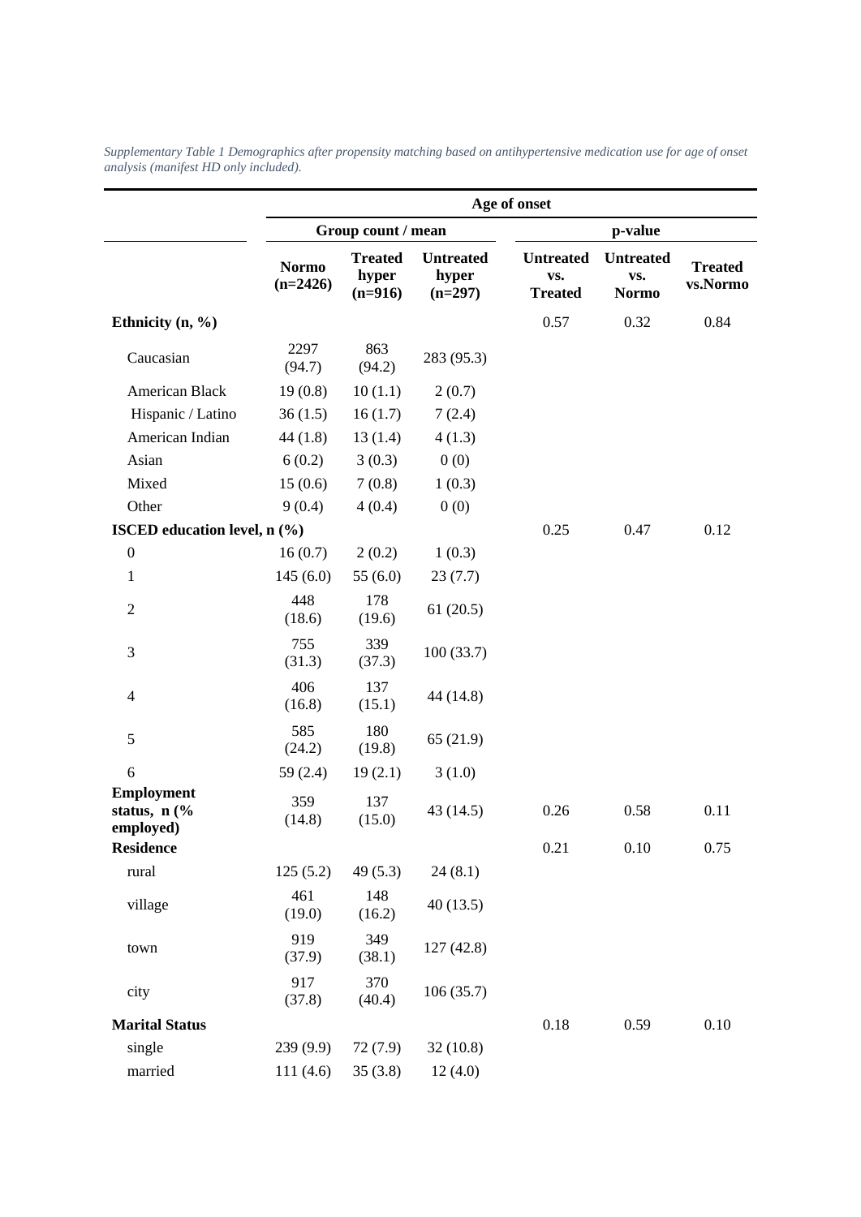*Supplementary Table 1 Demographics after propensity matching based on antihypertensive medication use for age of onset analysis (manifest HD only included).*

| | Age of onset | | | | | |
|---|---|---|---|---|---|---|
| | Group count / mean | | | p-value | | |
| | **Normo (n=2426)** | **Treated hyper (n=916)** | **Untreated hyper (n=297)** | **Untreated vs. Treated** | **Untreated vs. Normo** | **Treated vs.Normo** |
| **Ethnicity (n, %)** | | | | 0.57 | 0.32 | 0.84 |
| Caucasian | 2297 (94.7) | 863 (94.2) | 283 (95.3) | | | |
| American Black | 19 (0.8) | 10 (1.1) | 2 (0.7) | | | |
| Hispanic / Latino | 36 (1.5) | 16 (1.7) | 7 (2.4) | | | |
| American Indian | 44 (1.8) | 13 (1.4) | 4 (1.3) | | | |
| Asian | 6 (0.2) | 3 (0.3) | 0 (0) | | | |
| Mixed | 15 (0.6) | 7 (0.8) | 1 (0.3) | | | |
| Other | 9 (0.4) | 4 (0.4) | 0 (0) | | | |
| **ISCED education level, n (%)** | | | | 0.25 | 0.47 | 0.12 |
| 0 | 16 (0.7) | 2 (0.2) | 1 (0.3) | | | |
| 1 | 145 (6.0) | 55 (6.0) | 23 (7.7) | | | |
| 2 | 448 (18.6) | 178 (19.6) | 61 (20.5) | | | |
| 3 | 755 (31.3) | 339 (37.3) | 100 (33.7) | | | |
| 4 | 406 (16.8) | 137 (15.1) | 44 (14.8) | | | |
| 5 | 585 (24.2) | 180 (19.8) | 65 (21.9) | | | |
| 6 | 59 (2.4) | 19 (2.1) | 3 (1.0) | | | |
| **Employment status, n (% employed)** | 359 (14.8) | 137 (15.0) | 43 (14.5) | 0.26 | 0.58 | 0.11 |
| **Residence** | | | | 0.21 | 0.10 | 0.75 |
| rural | 125 (5.2) | 49 (5.3) | 24 (8.1) | | | |
| village | 461 (19.0) | 148 (16.2) | 40 (13.5) | | | |
| town | 919 (37.9) | 349 (38.1) | 127 (42.8) | | | |
| city | 917 (37.8) | 370 (40.4) | 106 (35.7) | | | |
| **Marital Status** | | | | 0.18 | 0.59 | 0.10 |
| single | 239 (9.9) | 72 (7.9) | 32 (10.8) | | | |
| married | 111 (4.6) | 35 (3.8) | 12 (4.0) | | | |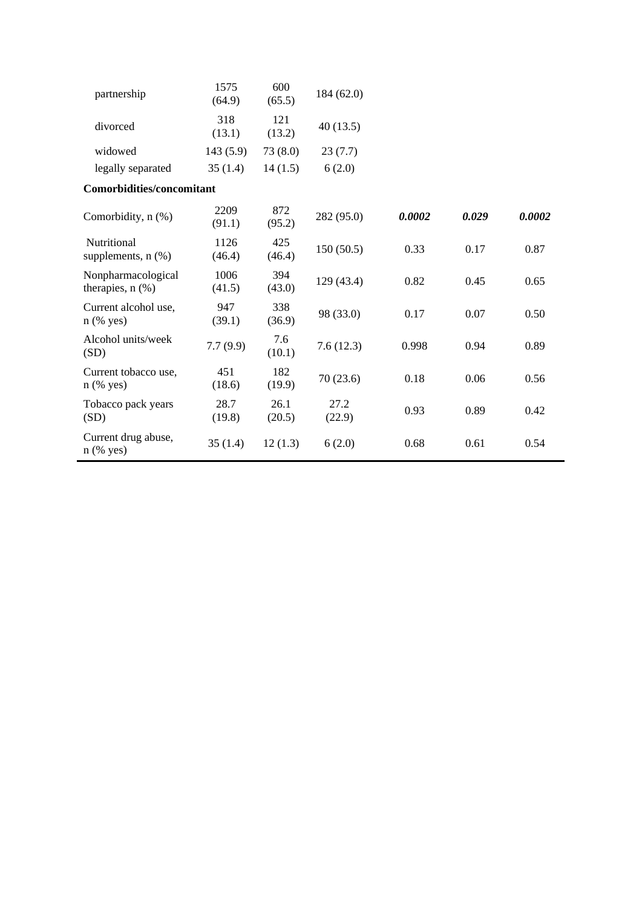| | | | | | | |
|---|---|---|---|---|---|---|
| partnership | 1575 (64.9) | 600 (65.5) | 184 (62.0) | | | |
| divorced | 318 (13.1) | 121 (13.2) | 40 (13.5) | | | |
| widowed | 143 (5.9) | 73 (8.0) | 23 (7.7) | | | |
| legally separated | 35 (1.4) | 14 (1.5) | 6 (2.0) | | | |
| **Comorbidities/concomitant** | | | | | | |
| Comorbidity, n (%) | 2209 (91.1) | 872 (95.2) | 282 (95.0) | ***0.0002*** | ***0.029*** | ***0.0002*** |
| Nutritional supplements, n (%) | 1126 (46.4) | 425 (46.4) | 150 (50.5) | 0.33 | 0.17 | 0.87 |
| Nonpharmacological therapies, n (%) | 1006 (41.5) | 394 (43.0) | 129 (43.4) | 0.82 | 0.45 | 0.65 |
| Current alcohol use, n (% yes) | 947 (39.1) | 338 (36.9) | 98 (33.0) | 0.17 | 0.07 | 0.50 |
| Alcohol units/week (SD) | 7.7 (9.9) | 7.6 (10.1) | 7.6 (12.3) | 0.998 | 0.94 | 0.89 |
| Current tobacco use, n (% yes) | 451 (18.6) | 182 (19.9) | 70 (23.6) | 0.18 | 0.06 | 0.56 |
| Tobacco pack years (SD) | 28.7 (19.8) | 26.1 (20.5) | 27.2 (22.9) | 0.93 | 0.89 | 0.42 |
| Current drug abuse, n (% yes) | 35 (1.4) | 12 (1.3) | 6 (2.0) | 0.68 | 0.61 | 0.54 |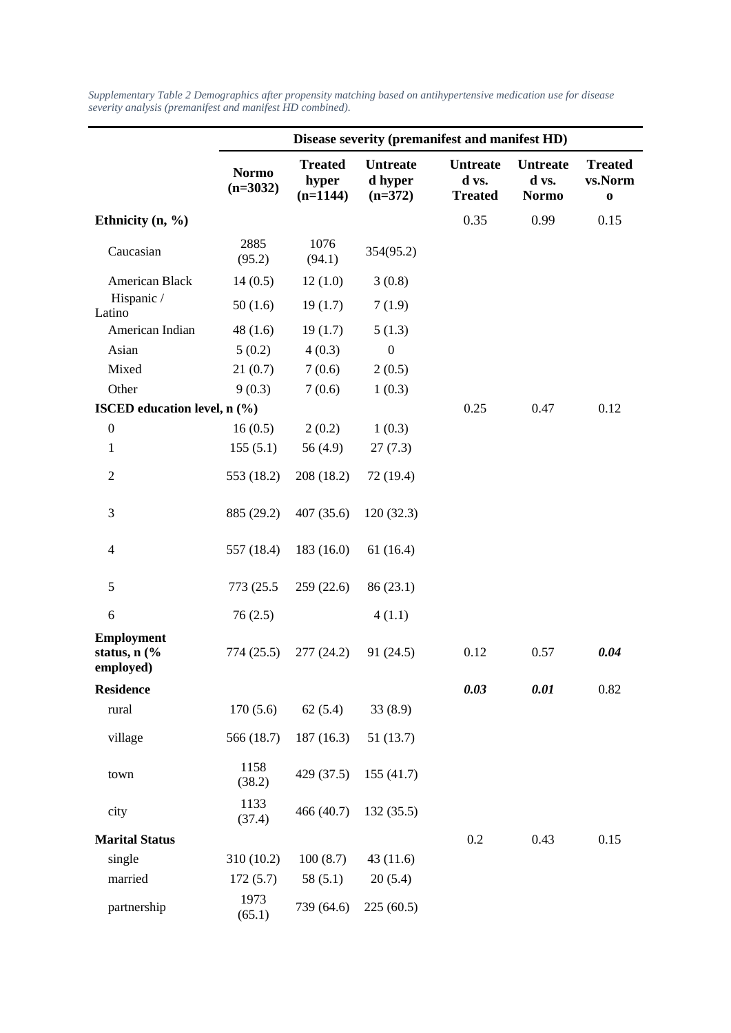*Supplementary Table 2 Demographics after propensity matching based on antihypertensive medication use for disease severity analysis (premanifest and manifest HD combined).*

| | Disease severity (premanifest and manifest HD) | | | | | |
|---|---|---|---|---|---|---|
| | **Normo (n=3032)** | **Treated hyper (n=1144)** | **Untreated hyper (n=372)** | **Untreated vs. Treated** | **Untreated vs. Normo** | **Treated vs.Normo** |
| **Ethnicity (n, %)** | | | | 0.35 | 0.99 | 0.15 |
| Caucasian | 2885 (95.2) | 1076 (94.1) | 354(95.2) | | | |
| American Black | 14 (0.5) | 12 (1.0) | 3 (0.8) | | | |
| Hispanic / Latino | 50 (1.6) | 19 (1.7) | 7 (1.9) | | | |
| American Indian | 48 (1.6) | 19 (1.7) | 5 (1.3) | | | |
| Asian | 5 (0.2) | 4 (0.3) | 0 | | | |
| Mixed | 21 (0.7) | 7 (0.6) | 2 (0.5) | | | |
| Other | 9 (0.3) | 7 (0.6) | 1 (0.3) | | | |
| **ISCED education level, n (%)** | | | | 0.25 | 0.47 | 0.12 |
| 0 | 16 (0.5) | 2 (0.2) | 1 (0.3) | | | |
| 1 | 155 (5.1) | 56 (4.9) | 27 (7.3) | | | |
| 2 | 553 (18.2) | 208 (18.2) | 72 (19.4) | | | |
| 3 | 885 (29.2) | 407 (35.6) | 120 (32.3) | | | |
| 4 | 557 (18.4) | 183 (16.0) | 61 (16.4) | | | |
| 5 | 773 (25.5 | 259 (22.6) | 86 (23.1) | | | |
| 6 | 76 (2.5) | | 4 (1.1) | | | |
| **Employment status, n (% employed)** | 774 (25.5) | 277 (24.2) | 91 (24.5) | 0.12 | 0.57 | ***0.04*** |
| **Residence** | | | | ***0.03*** | ***0.01*** | 0.82 |
| rural | 170 (5.6) | 62 (5.4) | 33 (8.9) | | | |
| village | 566 (18.7) | 187 (16.3) | 51 (13.7) | | | |
| town | 1158 (38.2) | 429 (37.5) | 155 (41.7) | | | |
| city | 1133 (37.4) | 466 (40.7) | 132 (35.5) | | | |
| **Marital Status** | | | | 0.2 | 0.43 | 0.15 |
| single | 310 (10.2) | 100 (8.7) | 43 (11.6) | | | |
| married | 172 (5.7) | 58 (5.1) | 20 (5.4) | | | |
| partnership | 1973 (65.1) | 739 (64.6) | 225 (60.5) | | | |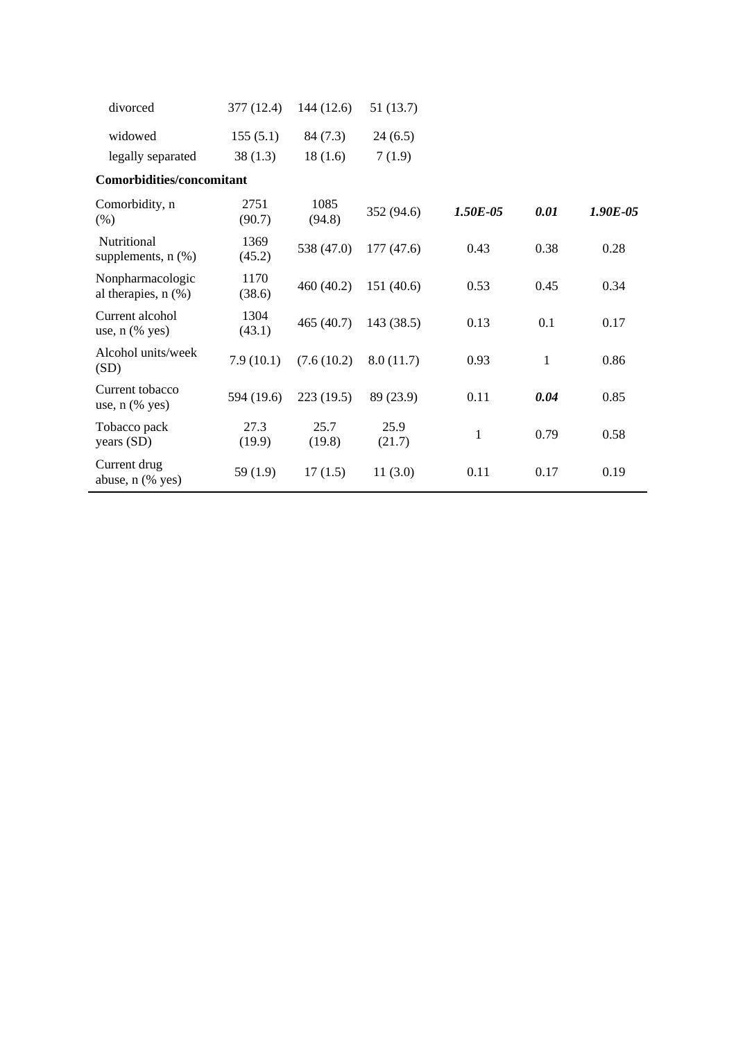| | | | | | | |
|---|---|---|---|---|---|---|
| divorced | 377 (12.4) | 144 (12.6) | 51 (13.7) | | | |
| widowed | 155 (5.1) | 84 (7.3) | 24 (6.5) | | | |
| legally separated | 38 (1.3) | 18 (1.6) | 7 (1.9) | | | |
| **Comorbidities/concomitant** | | | | | | |
| Comorbidity, n (%) | 2751 (90.7) | 1085 (94.8) | 352 (94.6) | ***1.50E-05*** | ***0.01*** | ***1.90E-05*** |
| Nutritional supplements, n (%) | 1369 (45.2) | 538 (47.0) | 177 (47.6) | 0.43 | 0.38 | 0.28 |
| Nonpharmacological therapies, n (%) | 1170 (38.6) | 460 (40.2) | 151 (40.6) | 0.53 | 0.45 | 0.34 |
| Current alcohol use, n (% yes) | 1304 (43.1) | 465 (40.7) | 143 (38.5) | 0.13 | 0.1 | 0.17 |
| Alcohol units/week (SD) | 7.9 (10.1) | (7.6 (10.2) | 8.0 (11.7) | 0.93 | 1 | 0.86 |
| Current tobacco use, n (% yes) | 594 (19.6) | 223 (19.5) | 89 (23.9) | 0.11 | ***0.04*** | 0.85 |
| Tobacco pack years (SD) | 27.3 (19.9) | 25.7 (19.8) | 25.9 (21.7) | 1 | 0.79 | 0.58 |
| Current drug abuse, n (% yes) | 59 (1.9) | 17 (1.5) | 11 (3.0) | 0.11 | 0.17 | 0.19 |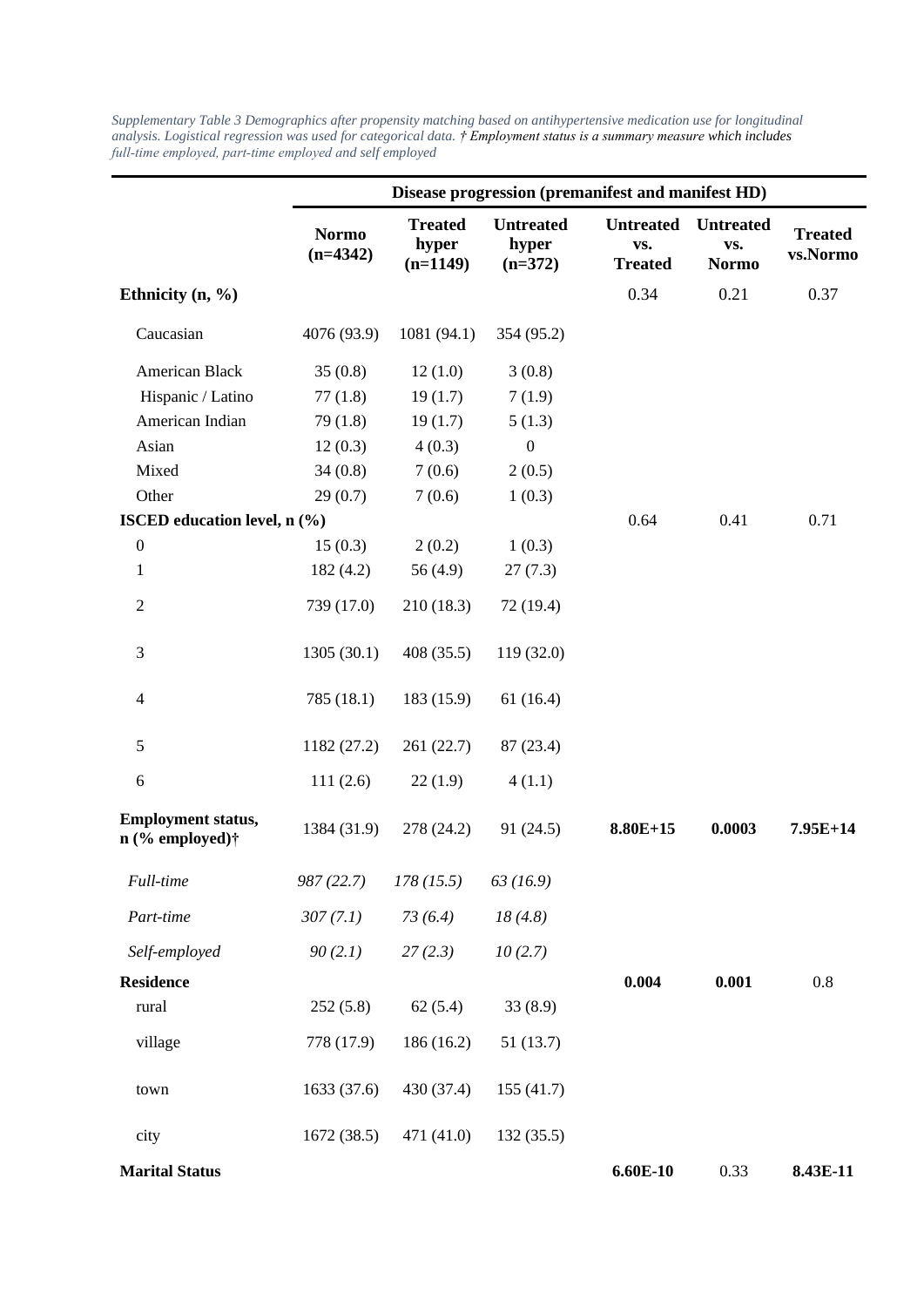*Supplementary Table 3 Demographics after propensity matching based on antihypertensive medication use for longitudinal analysis. Logistical regression was used for categorical data. † Employment status is a summary measure which includes full-time employed, part-time employed and self employed*

| | Disease progression (premanifest and manifest HD) | | | | | |
|---|---|---|---|---|---|---|
| | **Normo (n=4342)** | **Treated hyper (n=1149)** | **Untreated hyper (n=372)** | **Untreated vs. Treated** | **Untreated vs. Normo** | **Treated vs.Normo** |
| **Ethnicity (n, %)** | | | | 0.34 | 0.21 | 0.37 |
| Caucasian | 4076 (93.9) | 1081 (94.1) | 354 (95.2) | | | |
| American Black | 35 (0.8) | 12 (1.0) | 3 (0.8) | | | |
| Hispanic / Latino | 77 (1.8) | 19 (1.7) | 7 (1.9) | | | |
| American Indian | 79 (1.8) | 19 (1.7) | 5 (1.3) | | | |
| Asian | 12 (0.3) | 4 (0.3) | 0 | | | |
| Mixed | 34 (0.8) | 7 (0.6) | 2 (0.5) | | | |
| Other | 29 (0.7) | 7 (0.6) | 1 (0.3) | | | |
| **ISCED education level, n (%)** | | | | 0.64 | 0.41 | 0.71 |
| 0 | 15 (0.3) | 2 (0.2) | 1 (0.3) | | | |
| 1 | 182 (4.2) | 56 (4.9) | 27 (7.3) | | | |
| 2 | 739 (17.0) | 210 (18.3) | 72 (19.4) | | | |
| 3 | 1305 (30.1) | 408 (35.5) | 119 (32.0) | | | |
| 4 | 785 (18.1) | 183 (15.9) | 61 (16.4) | | | |
| 5 | 1182 (27.2) | 261 (22.7) | 87 (23.4) | | | |
| 6 | 111 (2.6) | 22 (1.9) | 4 (1.1) | | | |
| **Employment status, n (% employed)†** | 1384 (31.9) | 278 (24.2) | 91 (24.5) | **8.80E+15** | **0.0003** | **7.95E+14** |
| *Full-time* | *987 (22.7)* | *178 (15.5)* | *63 (16.9)* | | | |
| *Part-time* | *307 (7.1)* | *73 (6.4)* | *18 (4.8)* | | | |
| *Self-employed* | *90 (2.1)* | *27 (2.3)* | *10 (2.7)* | | | |
| **Residence** | | | | **0.004** | **0.001** | 0.8 |
| rural | 252 (5.8) | 62 (5.4) | 33 (8.9) | | | |
| village | 778 (17.9) | 186 (16.2) | 51 (13.7) | | | |
| town | 1633 (37.6) | 430 (37.4) | 155 (41.7) | | | |
| city | 1672 (38.5) | 471 (41.0) | 132 (35.5) | | | |
| **Marital Status** | | | | **6.60E-10** | 0.33 | **8.43E-11** |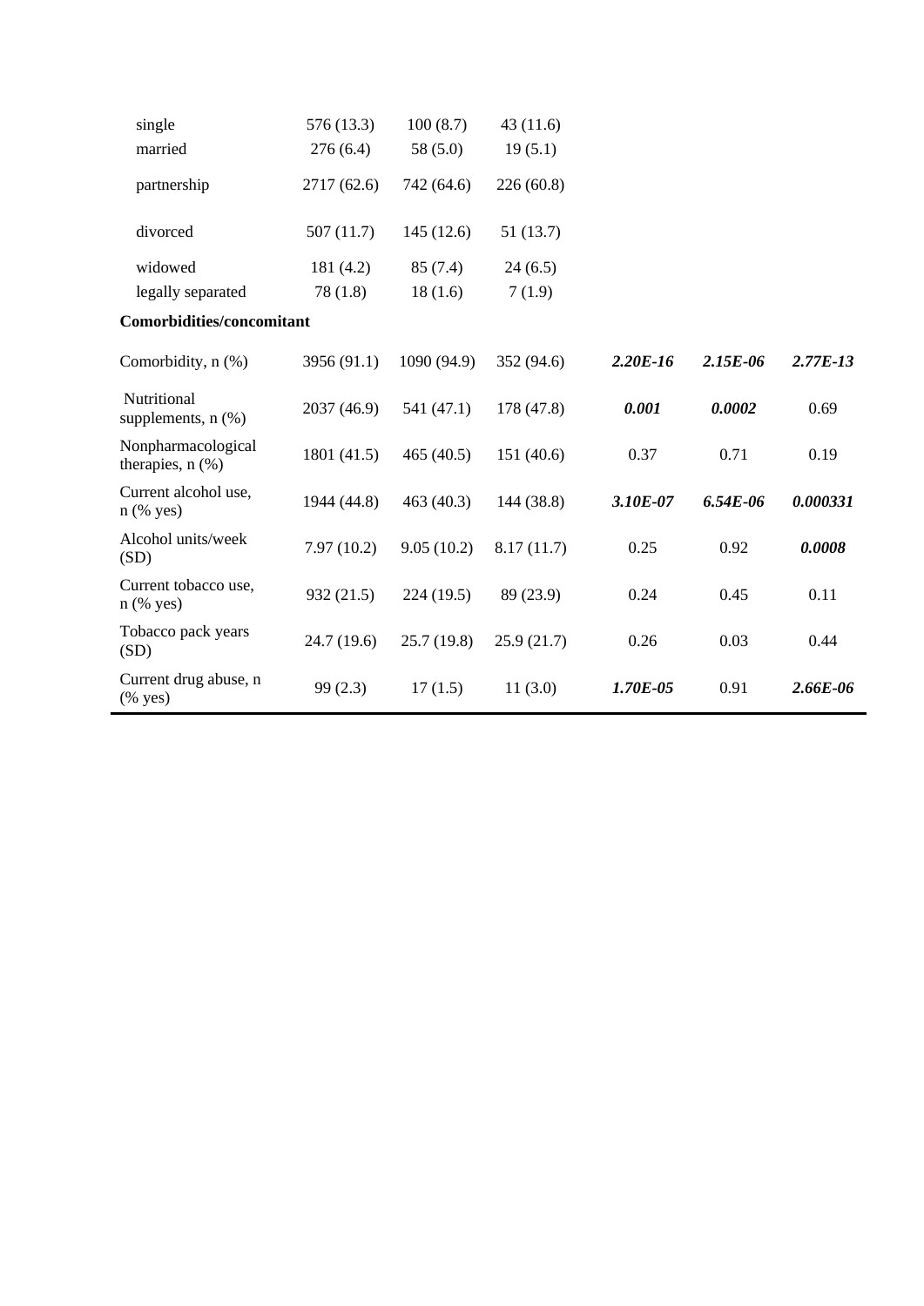| | | | | | | |
|---|---|---|---|---|---|---|
| single | 576 (13.3) | 100 (8.7) | 43 (11.6) | | | |
| married | 276 (6.4) | 58 (5.0) | 19 (5.1) | | | |
| partnership | 2717 (62.6) | 742 (64.6) | 226 (60.8) | | | |
| divorced | 507 (11.7) | 145 (12.6) | 51 (13.7) | | | |
| widowed | 181 (4.2) | 85 (7.4) | 24 (6.5) | | | |
| legally separated | 78 (1.8) | 18 (1.6) | 7 (1.9) | | | |
| **Comorbidities/concomitant** | | | | | | |
| Comorbidity, n (%) | 3956 (91.1) | 1090 (94.9) | 352 (94.6) | ***2.20E-16*** | ***2.15E-06*** | ***2.77E-13*** |
| Nutritional supplements, n (%) | 2037 (46.9) | 541 (47.1) | 178 (47.8) | ***0.001*** | ***0.0002*** | 0.69 |
| Nonpharmacological therapies, n (%) | 1801 (41.5) | 465 (40.5) | 151 (40.6) | 0.37 | 0.71 | 0.19 |
| Current alcohol use, n (% yes) | 1944 (44.8) | 463 (40.3) | 144 (38.8) | ***3.10E-07*** | ***6.54E-06*** | ***0.000331*** |
| Alcohol units/week (SD) | 7.97 (10.2) | 9.05 (10.2) | 8.17 (11.7) | 0.25 | 0.92 | ***0.0008*** |
| Current tobacco use, n (% yes) | 932 (21.5) | 224 (19.5) | 89 (23.9) | 0.24 | 0.45 | 0.11 |
| Tobacco pack years (SD) | 24.7 (19.6) | 25.7 (19.8) | 25.9 (21.7) | 0.26 | 0.03 | 0.44 |
| Current drug abuse, n (% yes) | 99 (2.3) | 17 (1.5) | 11 (3.0) | ***1.70E-05*** | 0.91 | ***2.66E-06*** |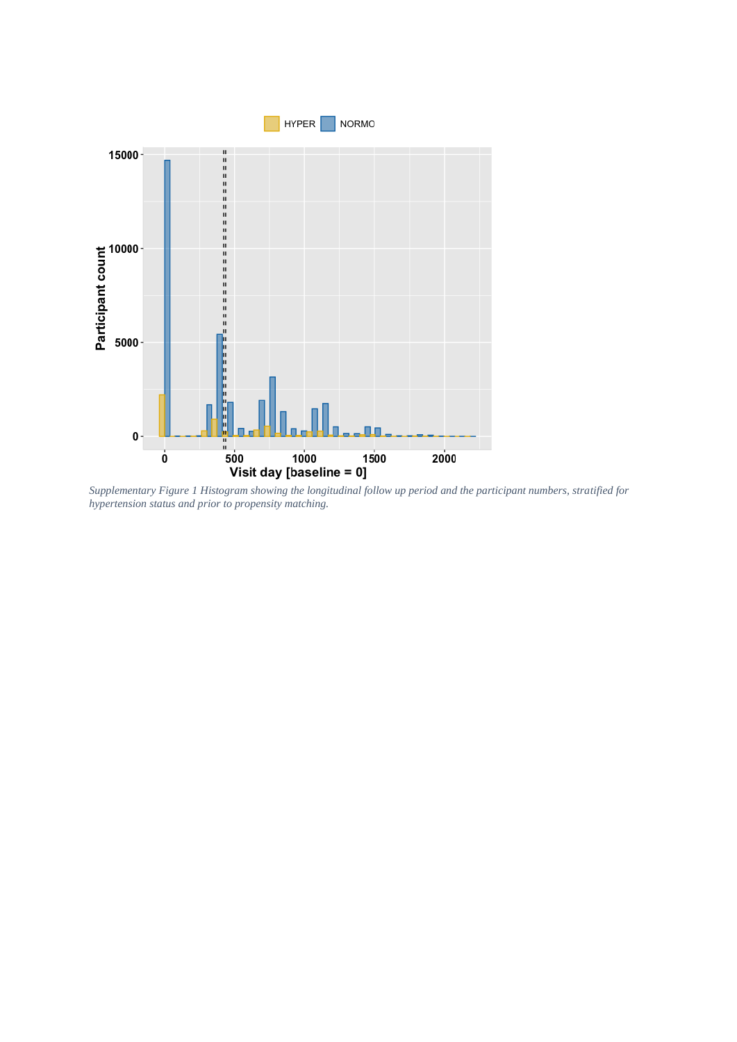HYPER NORMO

15000

10000

5000

0

Participant count

0 500 1000 1500 2000

Visit day [baseline = 0]

*Supplementary Figure 1 Histogram showing the longitudinal follow up period and the participant numbers, stratified for hypertension status and prior to propensity matching.*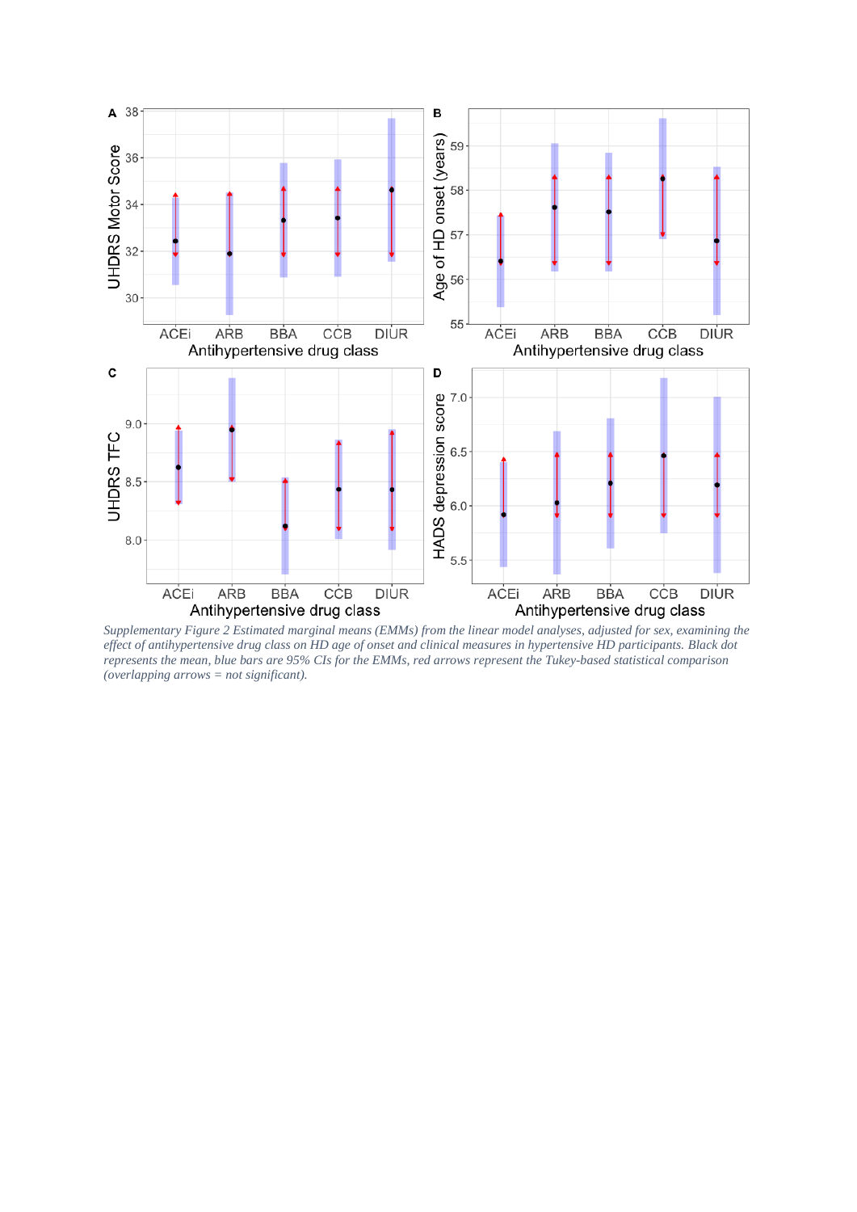A

UHDRS Motor Score

38
36
34
32
30

ACEi ARB BBA CCB DIUR

Antihypertensive drug class

B

Age of HD onset (years)

59
58
57
56
55

ACEi ARB BBA CCB DIUR

Antihypertensive drug class

C

UHDRS TFC

9.0
8.5
8.0

ACEi ARB BBA CCB DIUR

Antihypertensive drug class

D

HADS depression score

7.0
6.5
6.0
5.5

ACEi ARB BBA CCB DIUR

Antihypertensive drug class

*Supplementary Figure 2 Estimated marginal means (EMMs) from the linear model analyses, adjusted for sex, examining the effect of antihypertensive drug class on HD age of onset and clinical measures in hypertensive HD participants. Black dot represents the mean, blue bars are 95% CIs for the EMMs, red arrows represent the Tukey-based statistical comparison (overlapping arrows = not significant).*